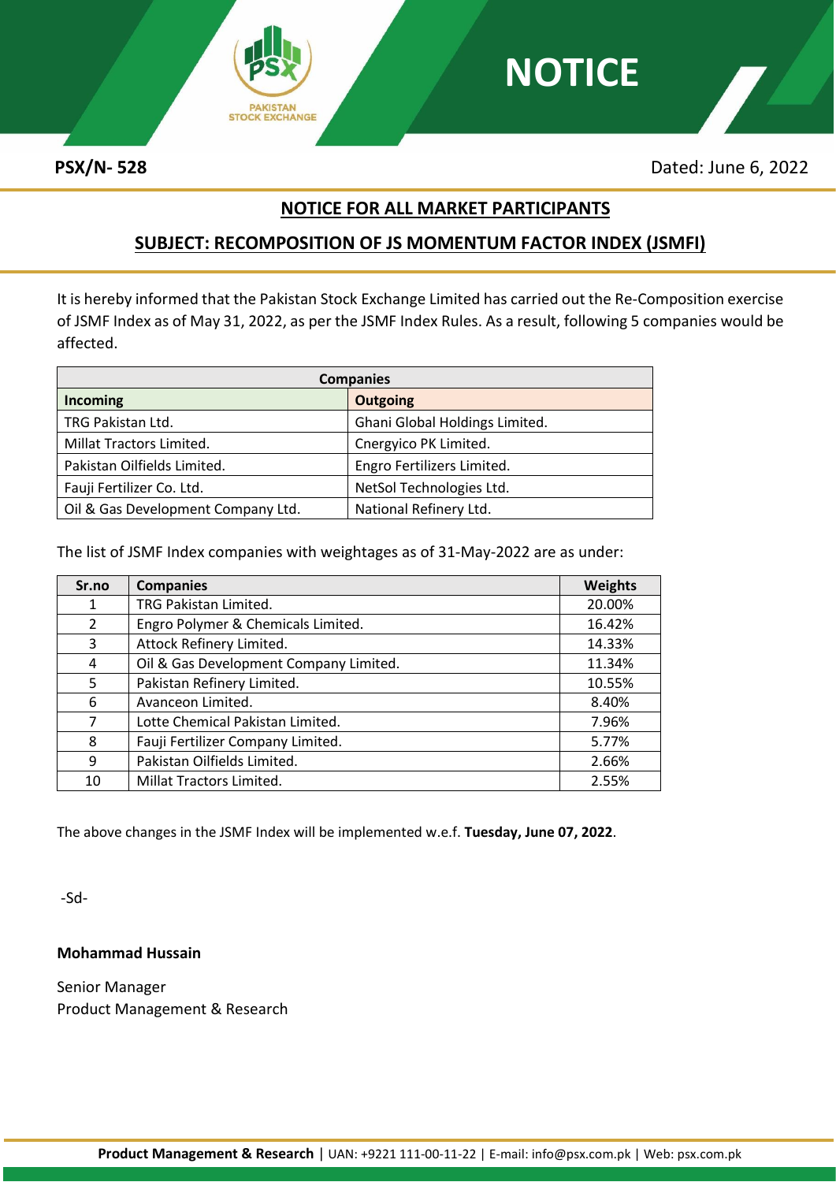# NOTICE

**PSX/N- 528**

Dated: June 6, 2022

## NOTICE FOR ALL MARKET PARTICIPANTS

## SUBJECT: RECOMPOSITION OF JS MOMENTUM FACTOR INDEX (JSMFI)

It is hereby informed that the Pakistan Stock Exchange Limited has carried out the Re-Composition exercise of JSMF Index as of May 31, 2022, as per the JSMF Index Rules. As a result, following 5 companies would be affected.

| **Companies** | |
|---|---|
| **Incoming** | **Outgoing** |
| TRG Pakistan Ltd. | Ghani Global Holdings Limited. |
| Millat Tractors Limited. | Cnergyico PK Limited. |
| Pakistan Oilfields Limited. | Engro Fertilizers Limited. |
| Fauji Fertilizer Co. Ltd. | NetSol Technologies Ltd. |
| Oil & Gas Development Company Ltd. | National Refinery Ltd. |

The list of JSMF Index companies with weightages as of 31-May-2022 are as under:

| Sr.no | Companies | Weights |
|---|---|---|
| 1 | TRG Pakistan Limited. | 20.00% |
| 2 | Engro Polymer & Chemicals Limited. | 16.42% |
| 3 | Attock Refinery Limited. | 14.33% |
| 4 | Oil & Gas Development Company Limited. | 11.34% |
| 5 | Pakistan Refinery Limited. | 10.55% |
| 6 | Avanceon Limited. | 8.40% |
| 7 | Lotte Chemical Pakistan Limited. | 7.96% |
| 8 | Fauji Fertilizer Company Limited. | 5.77% |
| 9 | Pakistan Oilfields Limited. | 2.66% |
| 10 | Millat Tractors Limited. | 2.55% |

The above changes in the JSMF Index will be implemented w.e.f. **Tuesday, June 07, 2022**.

-Sd-

**Mohammad Hussain**

Senior Manager
Product Management & Research

**Product Management & Research** | UAN: +9221 111-00-11-22 | E-mail: info@psx.com.pk | Web: psx.com.pk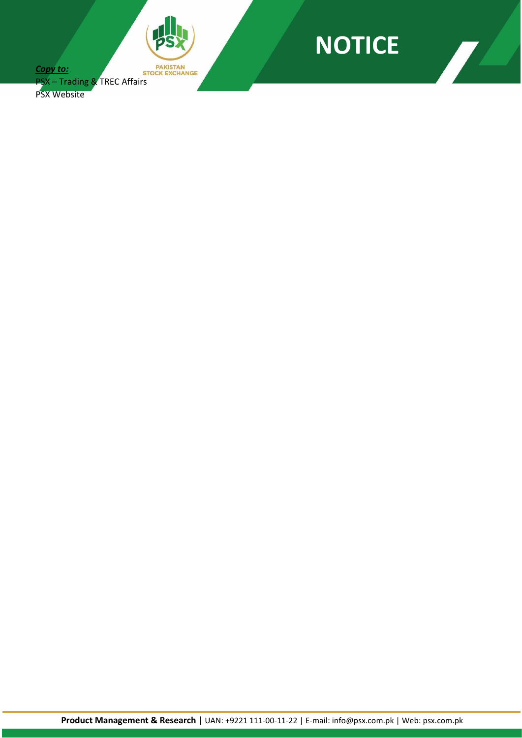***Copy to:***
PSX – Trading & TREC Affairs
PSX Website